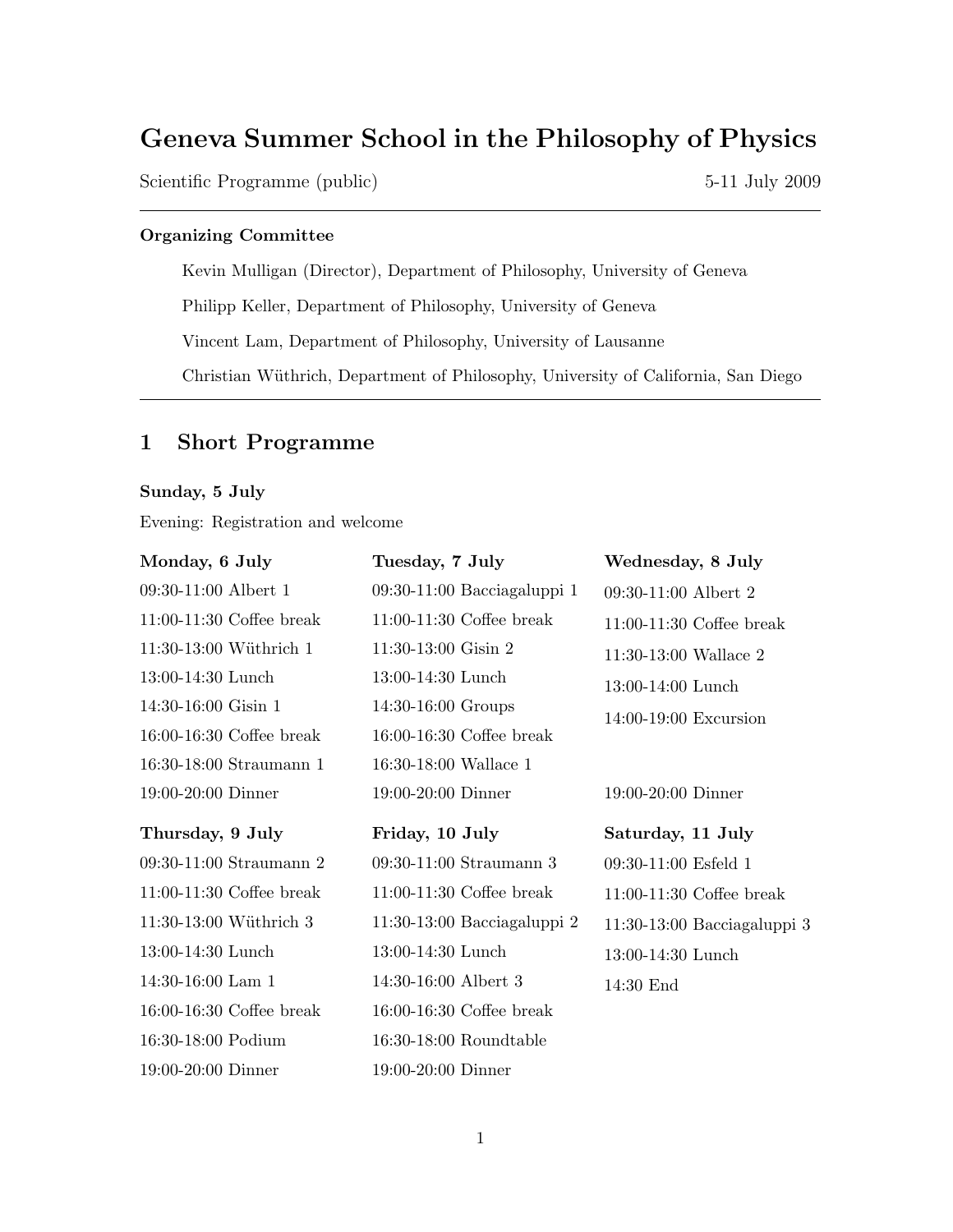# Geneva Summer School in the Philosophy of Physics

Scientific Programme (public) 5-11 July 2009

---

**Organizing Committee**

Kevin Mulligan (Director), Department of Philosophy, University of Geneva

Philipp Keller, Department of Philosophy, University of Geneva

Vincent Lam, Department of Philosophy, University of Lausanne

Christian Wüthrich, Department of Philosophy, University of California, San Diego

---

## 1 Short Programme

**Sunday, 5 July**

Evening: Registration and welcome

**Monday, 6 July**

09:30-11:00 Albert 1
11:00-11:30 Coffee break
11:30-13:00 Wüthrich 1
13:00-14:30 Lunch
14:30-16:00 Gisin 1
16:00-16:30 Coffee break
16:30-18:00 Straumann 1
19:00-20:00 Dinner

**Tuesday, 7 July**

09:30-11:00 Bacciagaluppi 1
11:00-11:30 Coffee break
11:30-13:00 Gisin 2
13:00-14:30 Lunch
14:30-16:00 Groups
16:00-16:30 Coffee break
16:30-18:00 Wallace 1
19:00-20:00 Dinner

**Wednesday, 8 July**

09:30-11:00 Albert 2
11:00-11:30 Coffee break
11:30-13:00 Wallace 2
13:00-14:00 Lunch
14:00-19:00 Excursion
19:00-20:00 Dinner

**Thursday, 9 July**

09:30-11:00 Straumann 2
11:00-11:30 Coffee break
11:30-13:00 Wüthrich 3
13:00-14:30 Lunch
14:30-16:00 Lam 1
16:00-16:30 Coffee break
16:30-18:00 Podium
19:00-20:00 Dinner

**Friday, 10 July**

09:30-11:00 Straumann 3
11:00-11:30 Coffee break
11:30-13:00 Bacciagaluppi 2
13:00-14:30 Lunch
14:30-16:00 Albert 3
16:00-16:30 Coffee break
16:30-18:00 Roundtable
19:00-20:00 Dinner

**Saturday, 11 July**

09:30-11:00 Esfeld 1
11:00-11:30 Coffee break
11:30-13:00 Bacciagaluppi 3
13:00-14:30 Lunch
14:30 End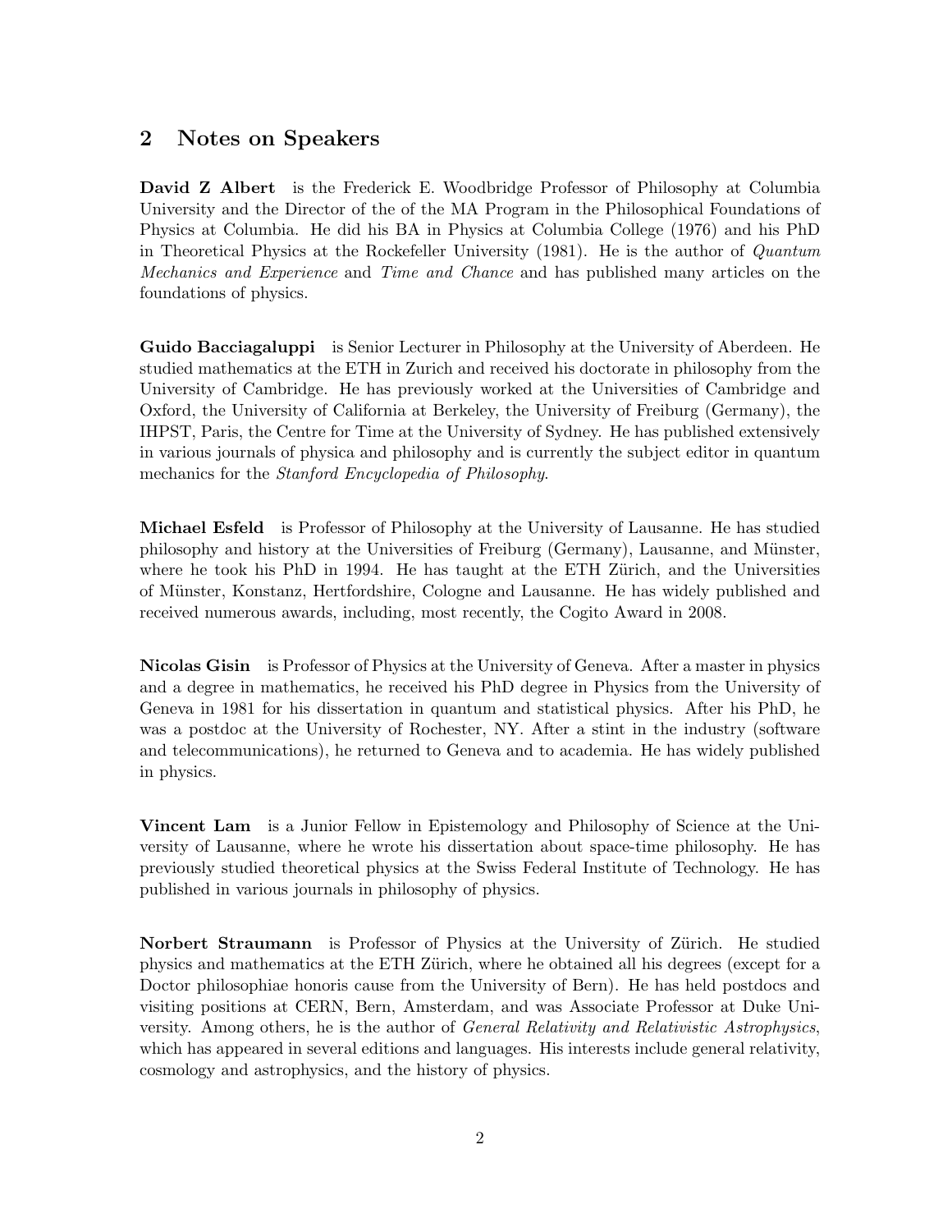## 2 Notes on Speakers

**David Z Albert** is the Frederick E. Woodbridge Professor of Philosophy at Columbia University and the Director of the of the MA Program in the Philosophical Foundations of Physics at Columbia. He did his BA in Physics at Columbia College (1976) and his PhD in Theoretical Physics at the Rockefeller University (1981). He is the author of *Quantum Mechanics and Experience* and *Time and Chance* and has published many articles on the foundations of physics.

**Guido Bacciagaluppi** is Senior Lecturer in Philosophy at the University of Aberdeen. He studied mathematics at the ETH in Zurich and received his doctorate in philosophy from the University of Cambridge. He has previously worked at the Universities of Cambridge and Oxford, the University of California at Berkeley, the University of Freiburg (Germany), the IHPST, Paris, the Centre for Time at the University of Sydney. He has published extensively in various journals of physica and philosophy and is currently the subject editor in quantum mechanics for the *Stanford Encyclopedia of Philosophy*.

**Michael Esfeld** is Professor of Philosophy at the University of Lausanne. He has studied philosophy and history at the Universities of Freiburg (Germany), Lausanne, and Münster, where he took his PhD in 1994. He has taught at the ETH Zürich, and the Universities of Münster, Konstanz, Hertfordshire, Cologne and Lausanne. He has widely published and received numerous awards, including, most recently, the Cogito Award in 2008.

**Nicolas Gisin** is Professor of Physics at the University of Geneva. After a master in physics and a degree in mathematics, he received his PhD degree in Physics from the University of Geneva in 1981 for his dissertation in quantum and statistical physics. After his PhD, he was a postdoc at the University of Rochester, NY. After a stint in the industry (software and telecommunications), he returned to Geneva and to academia. He has widely published in physics.

**Vincent Lam** is a Junior Fellow in Epistemology and Philosophy of Science at the University of Lausanne, where he wrote his dissertation about space-time philosophy. He has previously studied theoretical physics at the Swiss Federal Institute of Technology. He has published in various journals in philosophy of physics.

**Norbert Straumann** is Professor of Physics at the University of Zürich. He studied physics and mathematics at the ETH Zürich, where he obtained all his degrees (except for a Doctor philosophiae honoris cause from the University of Bern). He has held postdocs and visiting positions at CERN, Bern, Amsterdam, and was Associate Professor at Duke University. Among others, he is the author of *General Relativity and Relativistic Astrophysics*, which has appeared in several editions and languages. His interests include general relativity, cosmology and astrophysics, and the history of physics.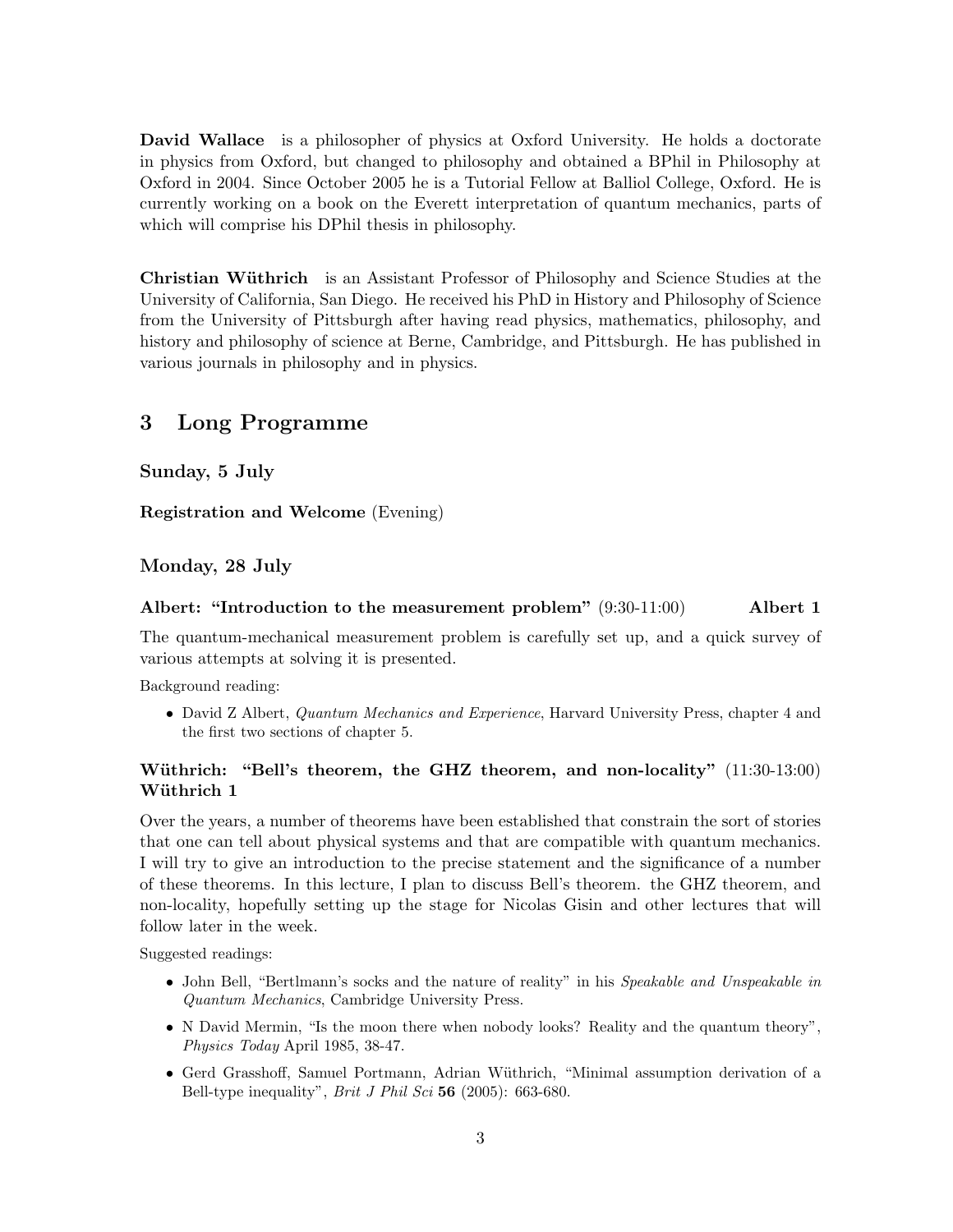**David Wallace** is a philosopher of physics at Oxford University. He holds a doctorate in physics from Oxford, but changed to philosophy and obtained a BPhil in Philosophy at Oxford in 2004. Since October 2005 he is a Tutorial Fellow at Balliol College, Oxford. He is currently working on a book on the Everett interpretation of quantum mechanics, parts of which will comprise his DPhil thesis in philosophy.

**Christian Wüthrich** is an Assistant Professor of Philosophy and Science Studies at the University of California, San Diego. He received his PhD in History and Philosophy of Science from the University of Pittsburgh after having read physics, mathematics, philosophy, and history and philosophy of science at Berne, Cambridge, and Pittsburgh. He has published in various journals in philosophy and in physics.

## 3 Long Programme

### Sunday, 5 July

**Registration and Welcome** (Evening)

### Monday, 28 July

#### Albert: "Introduction to the measurement problem" (9:30-11:00) Albert 1

The quantum-mechanical measurement problem is carefully set up, and a quick survey of various attempts at solving it is presented.

Background reading:

- David Z Albert, *Quantum Mechanics and Experience*, Harvard University Press, chapter 4 and the first two sections of chapter 5.

#### Wüthrich: "Bell's theorem, the GHZ theorem, and non-locality" (11:30-13:00) Wüthrich 1

Over the years, a number of theorems have been established that constrain the sort of stories that one can tell about physical systems and that are compatible with quantum mechanics. I will try to give an introduction to the precise statement and the significance of a number of these theorems. In this lecture, I plan to discuss Bell's theorem. the GHZ theorem, and non-locality, hopefully setting up the stage for Nicolas Gisin and other lectures that will follow later in the week.

Suggested readings:

- John Bell, "Bertlmann's socks and the nature of reality" in his *Speakable and Unspeakable in Quantum Mechanics*, Cambridge University Press.
- N David Mermin, "Is the moon there when nobody looks? Reality and the quantum theory", *Physics Today* April 1985, 38-47.
- Gerd Grasshoff, Samuel Portmann, Adrian Wüthrich, "Minimal assumption derivation of a Bell-type inequality", *Brit J Phil Sci* **56** (2005): 663-680.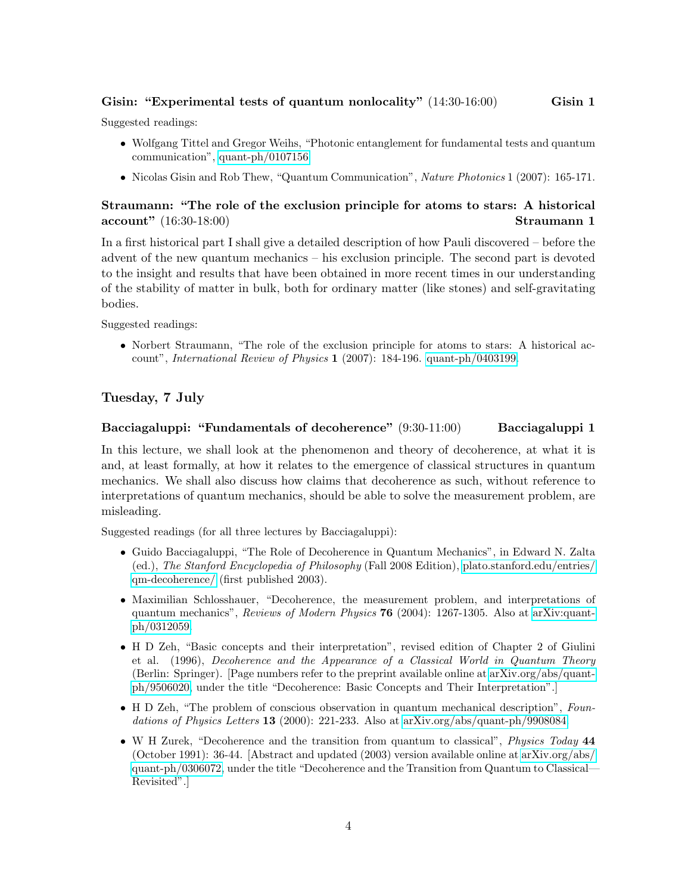### Gisin: "Experimental tests of quantum nonlocality" (14:30-16:00) **Gisin 1**

Suggested readings:

- Wolfgang Tittel and Gregor Weihs, "Photonic entanglement for fundamental tests and quantum communication", quant-ph/0107156.
- Nicolas Gisin and Rob Thew, "Quantum Communication", *Nature Photonics* 1 (2007): 165-171.

### Straumann: "The role of the exclusion principle for atoms to stars: A historical account" (16:30-18:00) **Straumann 1**

In a first historical part I shall give a detailed description of how Pauli discovered – before the advent of the new quantum mechanics – his exclusion principle. The second part is devoted to the insight and results that have been obtained in more recent times in our understanding of the stability of matter in bulk, both for ordinary matter (like stones) and self-gravitating bodies.

Suggested readings:

- Norbert Straumann, "The role of the exclusion principle for atoms to stars: A historical account", *International Review of Physics* **1** (2007): 184-196. quant-ph/0403199.

## Tuesday, 7 July

### Bacciagaluppi: "Fundamentals of decoherence" (9:30-11:00) **Bacciagaluppi 1**

In this lecture, we shall look at the phenomenon and theory of decoherence, at what it is and, at least formally, at how it relates to the emergence of classical structures in quantum mechanics. We shall also discuss how claims that decoherence as such, without reference to interpretations of quantum mechanics, should be able to solve the measurement problem, are misleading.

Suggested readings (for all three lectures by Bacciagaluppi):

- Guido Bacciagaluppi, "The Role of Decoherence in Quantum Mechanics", in Edward N. Zalta (ed.), *The Stanford Encyclopedia of Philosophy* (Fall 2008 Edition), plato.stanford.edu/entries/qm-decoherence/ (first published 2003).
- Maximilian Schlosshauer, "Decoherence, the measurement problem, and interpretations of quantum mechanics", *Reviews of Modern Physics* **76** (2004): 1267-1305. Also at arXiv:quant-ph/0312059.
- H D Zeh, "Basic concepts and their interpretation", revised edition of Chapter 2 of Giulini et al. (1996), *Decoherence and the Appearance of a Classical World in Quantum Theory* (Berlin: Springer). [Page numbers refer to the preprint available online at arXiv.org/abs/quant-ph/9506020, under the title "Decoherence: Basic Concepts and Their Interpretation".]
- H D Zeh, "The problem of conscious observation in quantum mechanical description", *Foundations of Physics Letters* **13** (2000): 221-233. Also at arXiv.org/abs/quant-ph/9908084.
- W H Zurek, "Decoherence and the transition from quantum to classical", *Physics Today* **44** (October 1991): 36-44. [Abstract and updated (2003) version available online at arXiv.org/abs/quant-ph/0306072, under the title "Decoherence and the Transition from Quantum to Classical—Revisited".]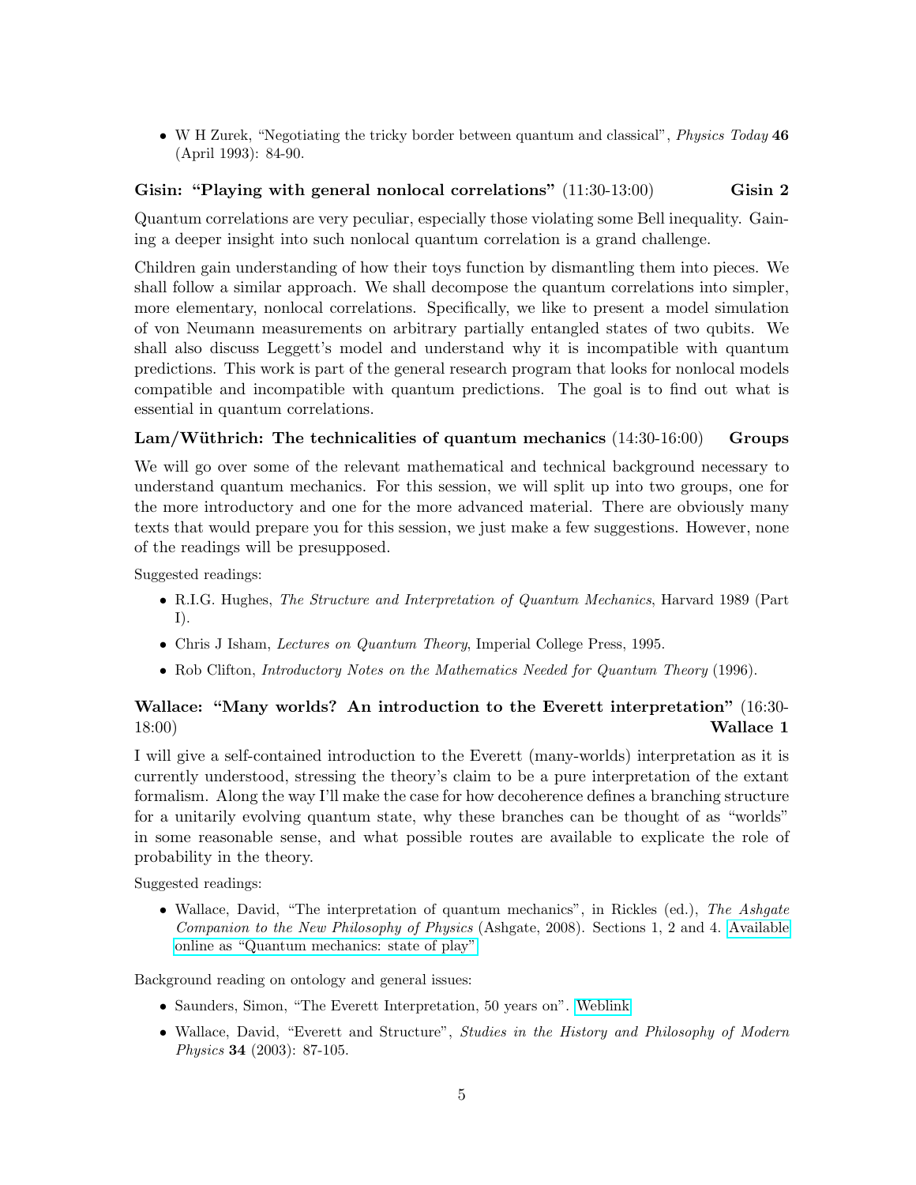- W H Zurek, "Negotiating the tricky border between quantum and classical", *Physics Today* **46** (April 1993): 84-90.

### Gisin: "Playing with general nonlocal correlations" (11:30-13:00) Gisin 2

Quantum correlations are very peculiar, especially those violating some Bell inequality. Gaining a deeper insight into such nonlocal quantum correlation is a grand challenge.

Children gain understanding of how their toys function by dismantling them into pieces. We shall follow a similar approach. We shall decompose the quantum correlations into simpler, more elementary, nonlocal correlations. Specifically, we like to present a model simulation of von Neumann measurements on arbitrary partially entangled states of two qubits. We shall also discuss Leggett's model and understand why it is incompatible with quantum predictions. This work is part of the general research program that looks for nonlocal models compatible and incompatible with quantum predictions. The goal is to find out what is essential in quantum correlations.

### Lam/Wüthrich: The technicalities of quantum mechanics (14:30-16:00) Groups

We will go over some of the relevant mathematical and technical background necessary to understand quantum mechanics. For this session, we will split up into two groups, one for the more introductory and one for the more advanced material. There are obviously many texts that would prepare you for this session, we just make a few suggestions. However, none of the readings will be presupposed.

Suggested readings:

- R.I.G. Hughes, *The Structure and Interpretation of Quantum Mechanics*, Harvard 1989 (Part I).
- Chris J Isham, *Lectures on Quantum Theory*, Imperial College Press, 1995.
- Rob Clifton, *Introductory Notes on the Mathematics Needed for Quantum Theory* (1996).

### Wallace: "Many worlds? An introduction to the Everett interpretation" (16:30-18:00) Wallace 1

I will give a self-contained introduction to the Everett (many-worlds) interpretation as it is currently understood, stressing the theory's claim to be a pure interpretation of the extant formalism. Along the way I'll make the case for how decoherence defines a branching structure for a unitarily evolving quantum state, why these branches can be thought of as "worlds" in some reasonable sense, and what possible routes are available to explicate the role of probability in the theory.

Suggested readings:

- Wallace, David, "The interpretation of quantum mechanics", in Rickles (ed.), *The Ashgate Companion to the New Philosophy of Physics* (Ashgate, 2008). Sections 1, 2 and 4. Available online as "Quantum mechanics: state of play"

Background reading on ontology and general issues:

- Saunders, Simon, "The Everett Interpretation, 50 years on". Weblink
- Wallace, David, "Everett and Structure", *Studies in the History and Philosophy of Modern Physics* **34** (2003): 87-105.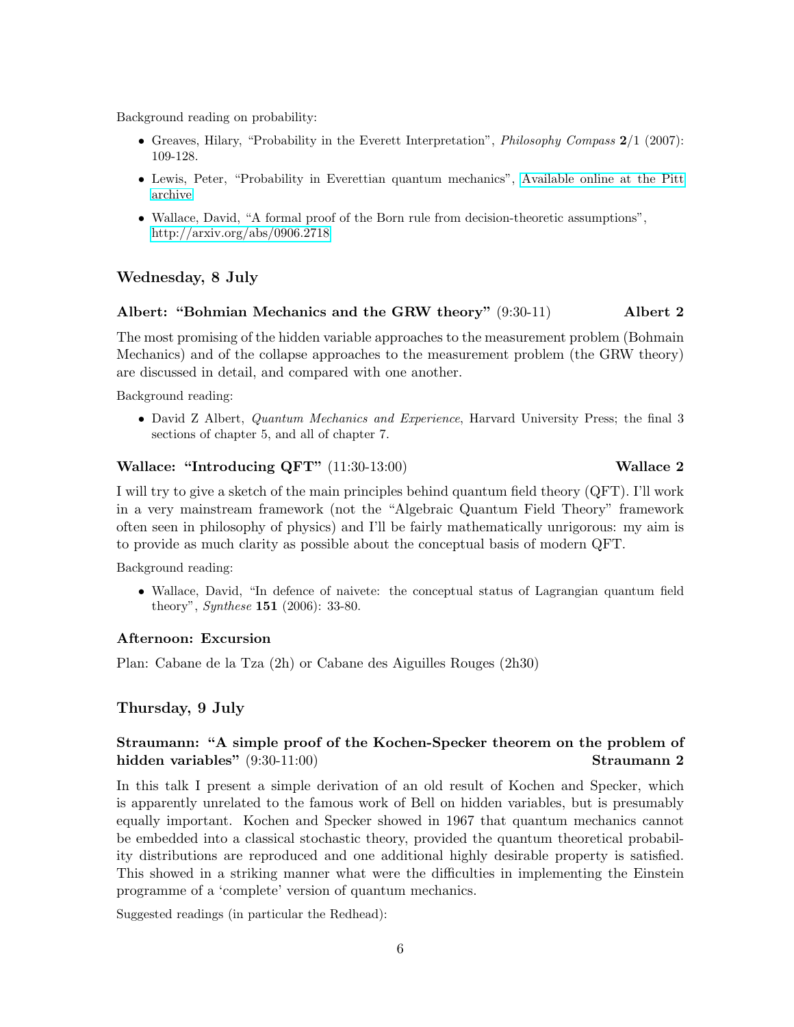Background reading on probability:

- Greaves, Hilary, “Probability in the Everett Interpretation”, *Philosophy Compass* **2**/1 (2007): 109-128.
- Lewis, Peter, “Probability in Everettian quantum mechanics”, Available online at the Pitt archive
- Wallace, David, “A formal proof of the Born rule from decision-theoretic assumptions”, http://arxiv.org/abs/0906.2718

## Wednesday, 8 July

### Albert: “Bohmian Mechanics and the GRW theory” (9:30-11) — Albert 2

The most promising of the hidden variable approaches to the measurement problem (Bohmain Mechanics) and of the collapse approaches to the measurement problem (the GRW theory) are discussed in detail, and compared with one another.

Background reading:

- David Z Albert, *Quantum Mechanics and Experience*, Harvard University Press; the final 3 sections of chapter 5, and all of chapter 7.

### Wallace: “Introducing QFT” (11:30-13:00) — Wallace 2

I will try to give a sketch of the main principles behind quantum field theory (QFT). I’ll work in a very mainstream framework (not the “Algebraic Quantum Field Theory” framework often seen in philosophy of physics) and I’ll be fairly mathematically unrigorous: my aim is to provide as much clarity as possible about the conceptual basis of modern QFT.

Background reading:

- Wallace, David, “In defence of naivete: the conceptual status of Lagrangian quantum field theory”, *Synthese* **151** (2006): 33-80.

### Afternoon: Excursion

Plan: Cabane de la Tza (2h) or Cabane des Aiguilles Rouges (2h30)

## Thursday, 9 July

### Straumann: “A simple proof of the Kochen-Specker theorem on the problem of hidden variables” (9:30-11:00) — Straumann 2

In this talk I present a simple derivation of an old result of Kochen and Specker, which is apparently unrelated to the famous work of Bell on hidden variables, but is presumably equally important. Kochen and Specker showed in 1967 that quantum mechanics cannot be embedded into a classical stochastic theory, provided the quantum theoretical probability distributions are reproduced and one additional highly desirable property is satisfied. This showed in a striking manner what were the difficulties in implementing the Einstein programme of a ‘complete’ version of quantum mechanics.

Suggested readings (in particular the Redhead):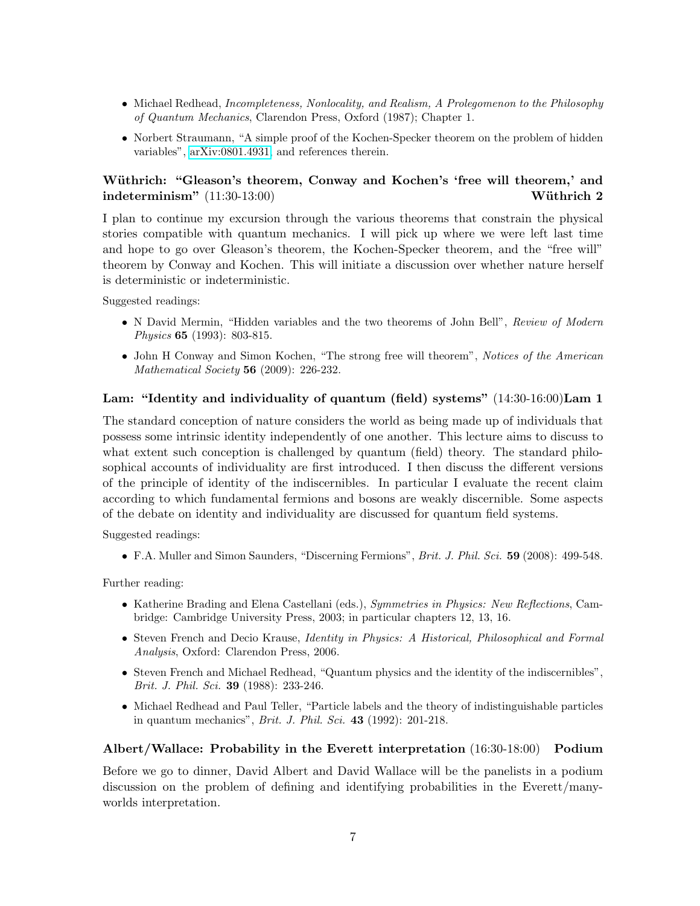- Michael Redhead, *Incompleteness, Nonlocality, and Realism, A Prolegomenon to the Philosophy of Quantum Mechanics*, Clarendon Press, Oxford (1987); Chapter 1.
- Norbert Straumann, "A simple proof of the Kochen-Specker theorem on the problem of hidden variables", arXiv:0801.4931, and references therein.

### Wüthrich: "Gleason's theorem, Conway and Kochen's 'free will theorem,' and indeterminism" (11:30-13:00) Wüthrich 2

I plan to continue my excursion through the various theorems that constrain the physical stories compatible with quantum mechanics. I will pick up where we were left last time and hope to go over Gleason's theorem, the Kochen-Specker theorem, and the "free will" theorem by Conway and Kochen. This will initiate a discussion over whether nature herself is deterministic or indeterministic.

Suggested readings:

- N David Mermin, "Hidden variables and the two theorems of John Bell", *Review of Modern Physics* **65** (1993): 803-815.
- John H Conway and Simon Kochen, "The strong free will theorem", *Notices of the American Mathematical Society* **56** (2009): 226-232.

### Lam: "Identity and individuality of quantum (field) systems" (14:30-16:00) Lam 1

The standard conception of nature considers the world as being made up of individuals that possess some intrinsic identity independently of one another. This lecture aims to discuss to what extent such conception is challenged by quantum (field) theory. The standard philosophical accounts of individuality are first introduced. I then discuss the different versions of the principle of identity of the indiscernibles. In particular I evaluate the recent claim according to which fundamental fermions and bosons are weakly discernible. Some aspects of the debate on identity and individuality are discussed for quantum field systems.

Suggested readings:

- F.A. Muller and Simon Saunders, "Discerning Fermions", *Brit. J. Phil. Sci.* **59** (2008): 499-548.

Further reading:

- Katherine Brading and Elena Castellani (eds.), *Symmetries in Physics: New Reflections*, Cambridge: Cambridge University Press, 2003; in particular chapters 12, 13, 16.
- Steven French and Decio Krause, *Identity in Physics: A Historical, Philosophical and Formal Analysis*, Oxford: Clarendon Press, 2006.
- Steven French and Michael Redhead, "Quantum physics and the identity of the indiscernibles", *Brit. J. Phil. Sci.* **39** (1988): 233-246.
- Michael Redhead and Paul Teller, "Particle labels and the theory of indistinguishable particles in quantum mechanics", *Brit. J. Phil. Sci.* **43** (1992): 201-218.

### Albert/Wallace: Probability in the Everett interpretation (16:30-18:00) Podium

Before we go to dinner, David Albert and David Wallace will be the panelists in a podium discussion on the problem of defining and identifying probabilities in the Everett/many-worlds interpretation.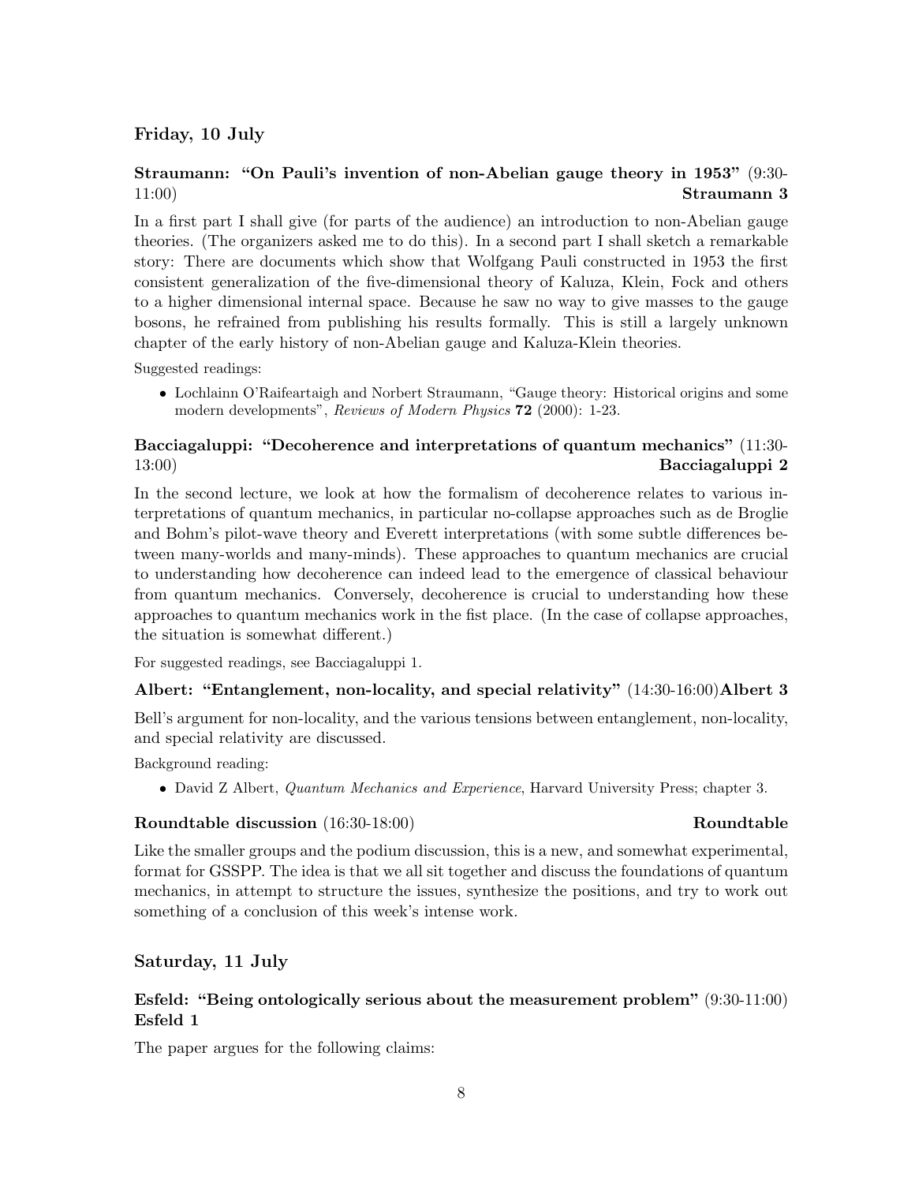## Friday, 10 July

### Straumann: "On Pauli's invention of non-Abelian gauge theory in 1953" (9:30-11:00) **Straumann 3**

In a first part I shall give (for parts of the audience) an introduction to non-Abelian gauge theories. (The organizers asked me to do this). In a second part I shall sketch a remarkable story: There are documents which show that Wolfgang Pauli constructed in 1953 the first consistent generalization of the five-dimensional theory of Kaluza, Klein, Fock and others to a higher dimensional internal space. Because he saw no way to give masses to the gauge bosons, he refrained from publishing his results formally. This is still a largely unknown chapter of the early history of non-Abelian gauge and Kaluza-Klein theories.

Suggested readings:

- Lochlainn O'Raifeartaigh and Norbert Straumann, "Gauge theory: Historical origins and some modern developments", *Reviews of Modern Physics* **72** (2000): 1-23.

### Bacciagaluppi: "Decoherence and interpretations of quantum mechanics" (11:30-13:00) **Bacciagaluppi 2**

In the second lecture, we look at how the formalism of decoherence relates to various interpretations of quantum mechanics, in particular no-collapse approaches such as de Broglie and Bohm's pilot-wave theory and Everett interpretations (with some subtle differences between many-worlds and many-minds). These approaches to quantum mechanics are crucial to understanding how decoherence can indeed lead to the emergence of classical behaviour from quantum mechanics. Conversely, decoherence is crucial to understanding how these approaches to quantum mechanics work in the fist place. (In the case of collapse approaches, the situation is somewhat different.)

For suggested readings, see Bacciagaluppi 1.

### Albert: "Entanglement, non-locality, and special relativity" (14:30-16:00) **Albert 3**

Bell's argument for non-locality, and the various tensions between entanglement, non-locality, and special relativity are discussed.

Background reading:

- David Z Albert, *Quantum Mechanics and Experience*, Harvard University Press; chapter 3.

### Roundtable discussion (16:30-18:00) **Roundtable**

Like the smaller groups and the podium discussion, this is a new, and somewhat experimental, format for GSSPP. The idea is that we all sit together and discuss the foundations of quantum mechanics, in attempt to structure the issues, synthesize the positions, and try to work out something of a conclusion of this week's intense work.

## Saturday, 11 July

### Esfeld: "Being ontologically serious about the measurement problem" (9:30-11:00) **Esfeld 1**

The paper argues for the following claims: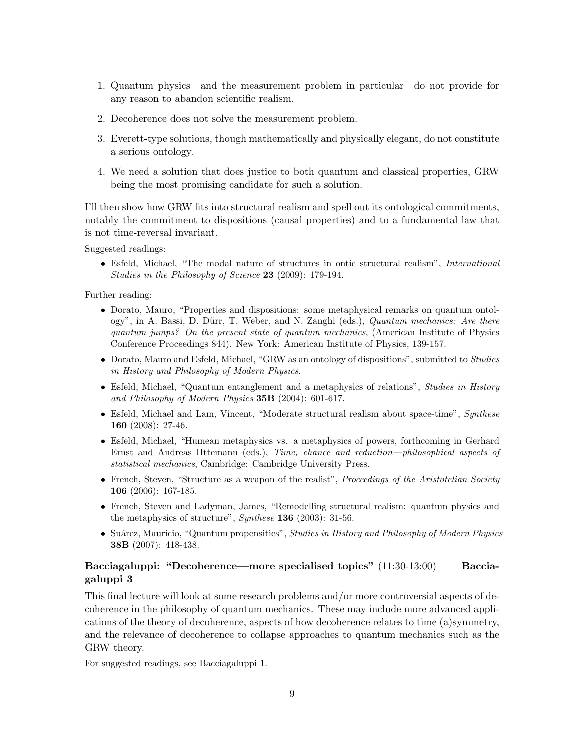1. Quantum physics—and the measurement problem in particular—do not provide for any reason to abandon scientific realism.
2. Decoherence does not solve the measurement problem.
3. Everett-type solutions, though mathematically and physically elegant, do not constitute a serious ontology.
4. We need a solution that does justice to both quantum and classical properties, GRW being the most promising candidate for such a solution.

I'll then show how GRW fits into structural realism and spell out its ontological commitments, notably the commitment to dispositions (causal properties) and to a fundamental law that is not time-reversal invariant.

Suggested readings:

- Esfeld, Michael, "The modal nature of structures in ontic structural realism", *International Studies in the Philosophy of Science* **23** (2009): 179-194.

Further reading:

- Dorato, Mauro, "Properties and dispositions: some metaphysical remarks on quantum ontology", in A. Bassi, D. Dürr, T. Weber, and N. Zanghi (eds.), *Quantum mechanics: Are there quantum jumps? On the present state of quantum mechanics*, (American Institute of Physics Conference Proceedings 844). New York: American Institute of Physics, 139-157.
- Dorato, Mauro and Esfeld, Michael, "GRW as an ontology of dispositions", submitted to *Studies in History and Philosophy of Modern Physics*.
- Esfeld, Michael, "Quantum entanglement and a metaphysics of relations", *Studies in History and Philosophy of Modern Physics* **35B** (2004): 601-617.
- Esfeld, Michael and Lam, Vincent, "Moderate structural realism about space-time", *Synthese* **160** (2008): 27-46.
- Esfeld, Michael, "Humean metaphysics vs. a metaphysics of powers, forthcoming in Gerhard Ernst and Andreas Httemann (eds.), *Time, chance and reduction—philosophical aspects of statistical mechanics*, Cambridge: Cambridge University Press.
- French, Steven, "Structure as a weapon of the realist", *Proceedings of the Aristotelian Society* **106** (2006): 167-185.
- French, Steven and Ladyman, James, "Remodelling structural realism: quantum physics and the metaphysics of structure", *Synthese* **136** (2003): 31-56.
- Suárez, Mauricio, "Quantum propensities", *Studies in History and Philosophy of Modern Physics* **38B** (2007): 418-438.

### Bacciagaluppi: "Decoherence—more specialised topics" (11:30-13:00) Bacciagaluppi 3

This final lecture will look at some research problems and/or more controversial aspects of decoherence in the philosophy of quantum mechanics. These may include more advanced applications of the theory of decoherence, aspects of how decoherence relates to time (a)symmetry, and the relevance of decoherence to collapse approaches to quantum mechanics such as the GRW theory.

For suggested readings, see Bacciagaluppi 1.